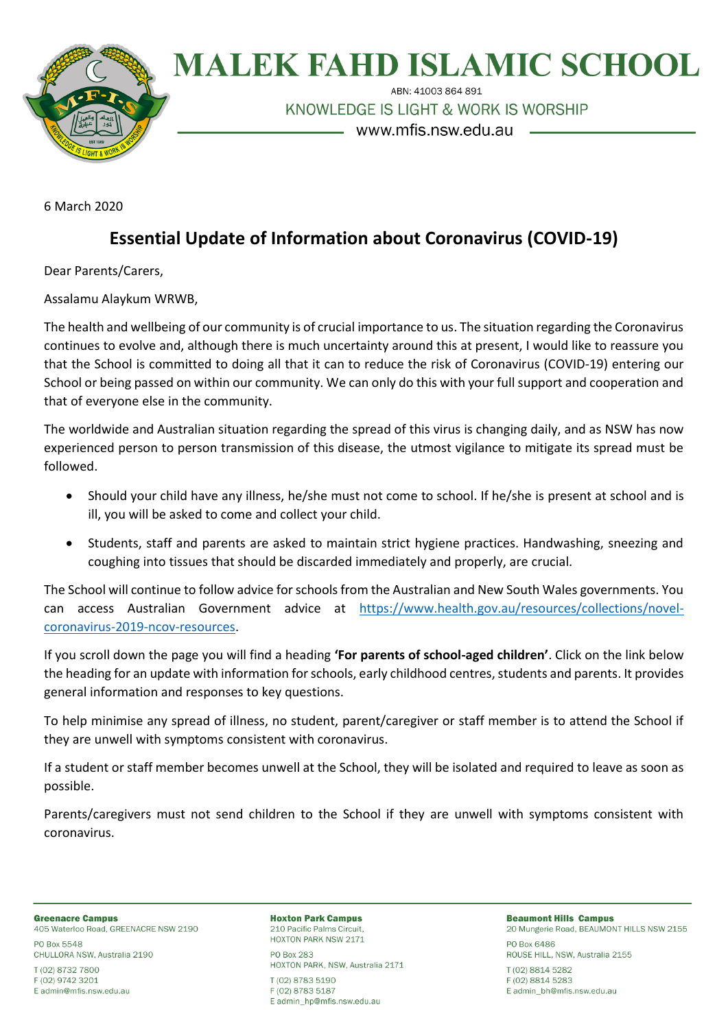# MALEK FAHD ISLAMIC SCHOOL

ABN: 41003 864 891

KNOWLEDGE IS LIGHT & WORK IS WORSHIP

www.mfis.nsw.edu.au

6 March 2020

## Essential Update of Information about Coronavirus (COVID-19)

Dear Parents/Carers,

Assalamu Alaykum WRWB,

The health and wellbeing of our community is of crucial importance to us. The situation regarding the Coronavirus continues to evolve and, although there is much uncertainty around this at present, I would like to reassure you that the School is committed to doing all that it can to reduce the risk of Coronavirus (COVID-19) entering our School or being passed on within our community. We can only do this with your full support and cooperation and that of everyone else in the community.

The worldwide and Australian situation regarding the spread of this virus is changing daily, and as NSW has now experienced person to person transmission of this disease, the utmost vigilance to mitigate its spread must be followed.

- Should your child have any illness, he/she must not come to school. If he/she is present at school and is ill, you will be asked to come and collect your child.
- Students, staff and parents are asked to maintain strict hygiene practices. Handwashing, sneezing and coughing into tissues that should be discarded immediately and properly, are crucial.

The School will continue to follow advice for schools from the Australian and New South Wales governments. You can access Australian Government advice at https://www.health.gov.au/resources/collections/novel-coronavirus-2019-ncov-resources.

If you scroll down the page you will find a heading **'For parents of school-aged children'**. Click on the link below the heading for an update with information for schools, early childhood centres, students and parents. It provides general information and responses to key questions.

To help minimise any spread of illness, no student, parent/caregiver or staff member is to attend the School if they are unwell with symptoms consistent with coronavirus.

If a student or staff member becomes unwell at the School, they will be isolated and required to leave as soon as possible.

Parents/caregivers must not send children to the School if they are unwell with symptoms consistent with coronavirus.

**Greenacre Campus**
405 Waterloo Road, GREENACRE NSW 2190
PO Box 5548
CHULLORA NSW, Australia 2190
T (02) 8732 7800
F (02) 9742 3201
E admin@mfis.nsw.edu.au

**Hoxton Park Campus**
210 Pacific Palms Circuit,
HOXTON PARK NSW 2171
PO Box 283
HOXTON PARK, NSW, Australia 2171
T (02) 8783 5190
F (02) 8783 5187
E admin_hp@mfis.nsw.edu.au

**Beaumont Hills Campus**
20 Mungerie Road, BEAUMONT HILLS NSW 2155
PO Box 6486
ROUSE HILL, NSW, Australia 2155
T (02) 8814 5282
F (02) 8814 5283
E admin_bh@mfis.nsw.edu.au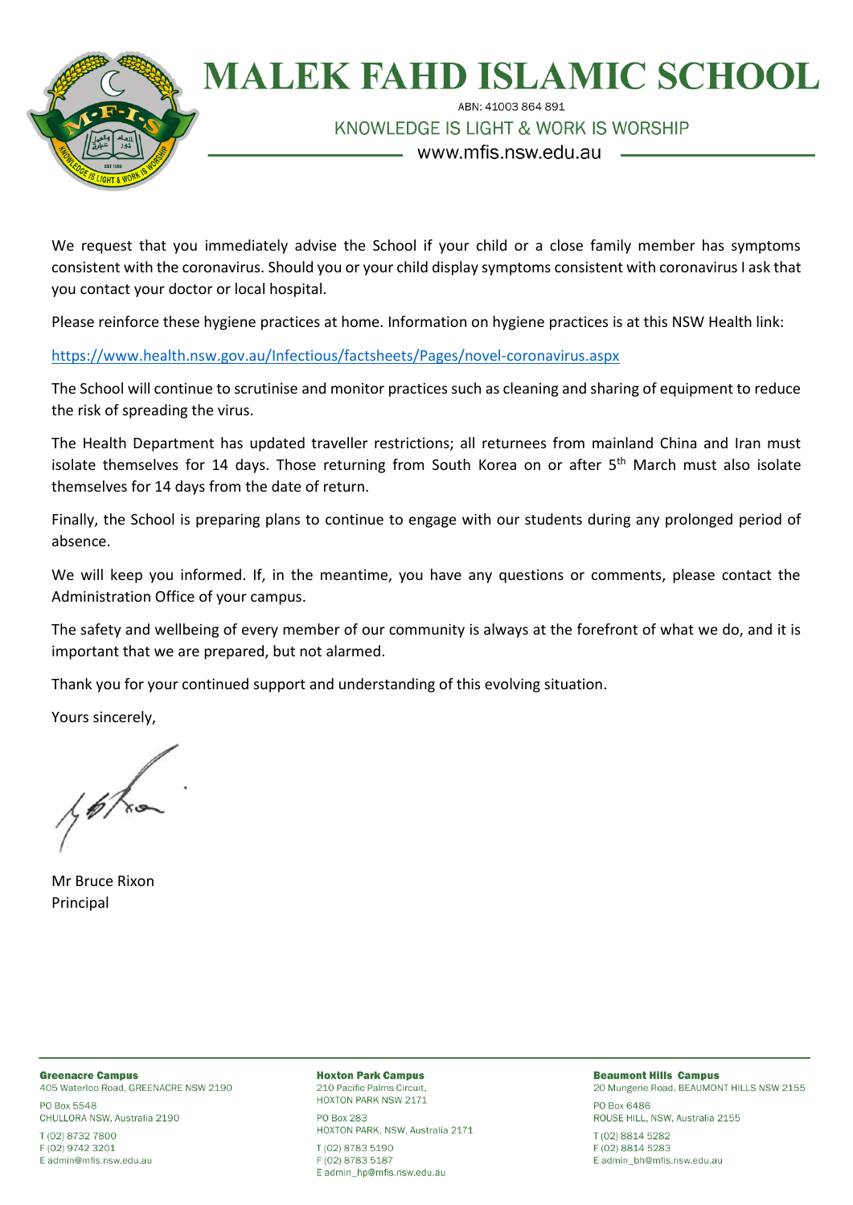We request that you immediately advise the School if your child or a close family member has symptoms consistent with the coronavirus. Should you or your child display symptoms consistent with coronavirus I ask that you contact your doctor or local hospital.

Please reinforce these hygiene practices at home. Information on hygiene practices is at this NSW Health link:

https://www.health.nsw.gov.au/Infectious/factsheets/Pages/novel-coronavirus.aspx

The School will continue to scrutinise and monitor practices such as cleaning and sharing of equipment to reduce the risk of spreading the virus.

The Health Department has updated traveller restrictions; all returnees from mainland China and Iran must isolate themselves for 14 days. Those returning from South Korea on or after 5th March must also isolate themselves for 14 days from the date of return.

Finally, the School is preparing plans to continue to engage with our students during any prolonged period of absence.

We will keep you informed. If, in the meantime, you have any questions or comments, please contact the Administration Office of your campus.

The safety and wellbeing of every member of our community is always at the forefront of what we do, and it is important that we are prepared, but not alarmed.

Thank you for your continued support and understanding of this evolving situation.

Yours sincerely,

Mr Bruce Rixon
Principal